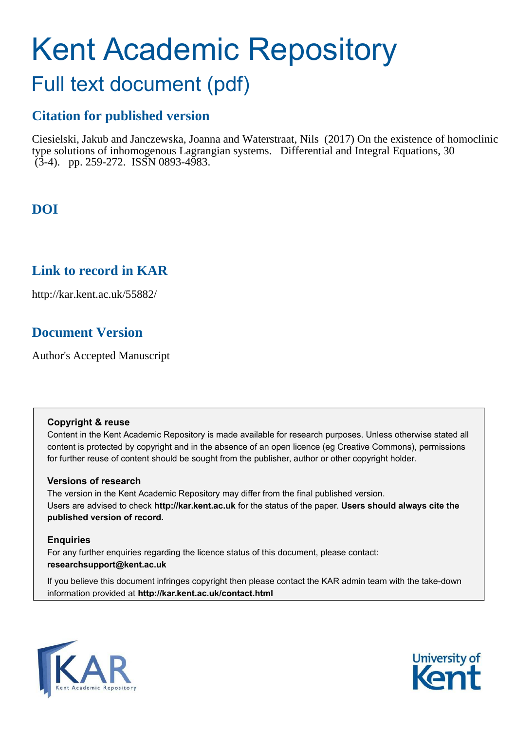# Kent Academic Repository

## Full text document (pdf)

### Citation for published version

Ciesielski, Jakub and Janczewska, Joanna and Waterstraat, Nils (2017) On the existence of homoclinic type solutions of inhomogenous Lagrangian systems. Differential and Integral Equations, 30 (3-4). pp. 259-272. ISSN 0893-4983.

### DOI

### Link to record in KAR

http://kar.kent.ac.uk/55882/

### Document Version

Author's Accepted Manuscript

**Copyright & reuse**

Content in the Kent Academic Repository is made available for research purposes. Unless otherwise stated all content is protected by copyright and in the absence of an open licence (eg Creative Commons), permissions for further reuse of content should be sought from the publisher, author or other copyright holder.

**Versions of research**

The version in the Kent Academic Repository may differ from the final published version. Users are advised to check **http://kar.kent.ac.uk** for the status of the paper. **Users should always cite the published version of record.**

**Enquiries**

For any further enquiries regarding the licence status of this document, please contact: **researchsupport@kent.ac.uk**

If you believe this document infringes copyright then please contact the KAR admin team with the take-down information provided at **http://kar.kent.ac.uk/contact.html**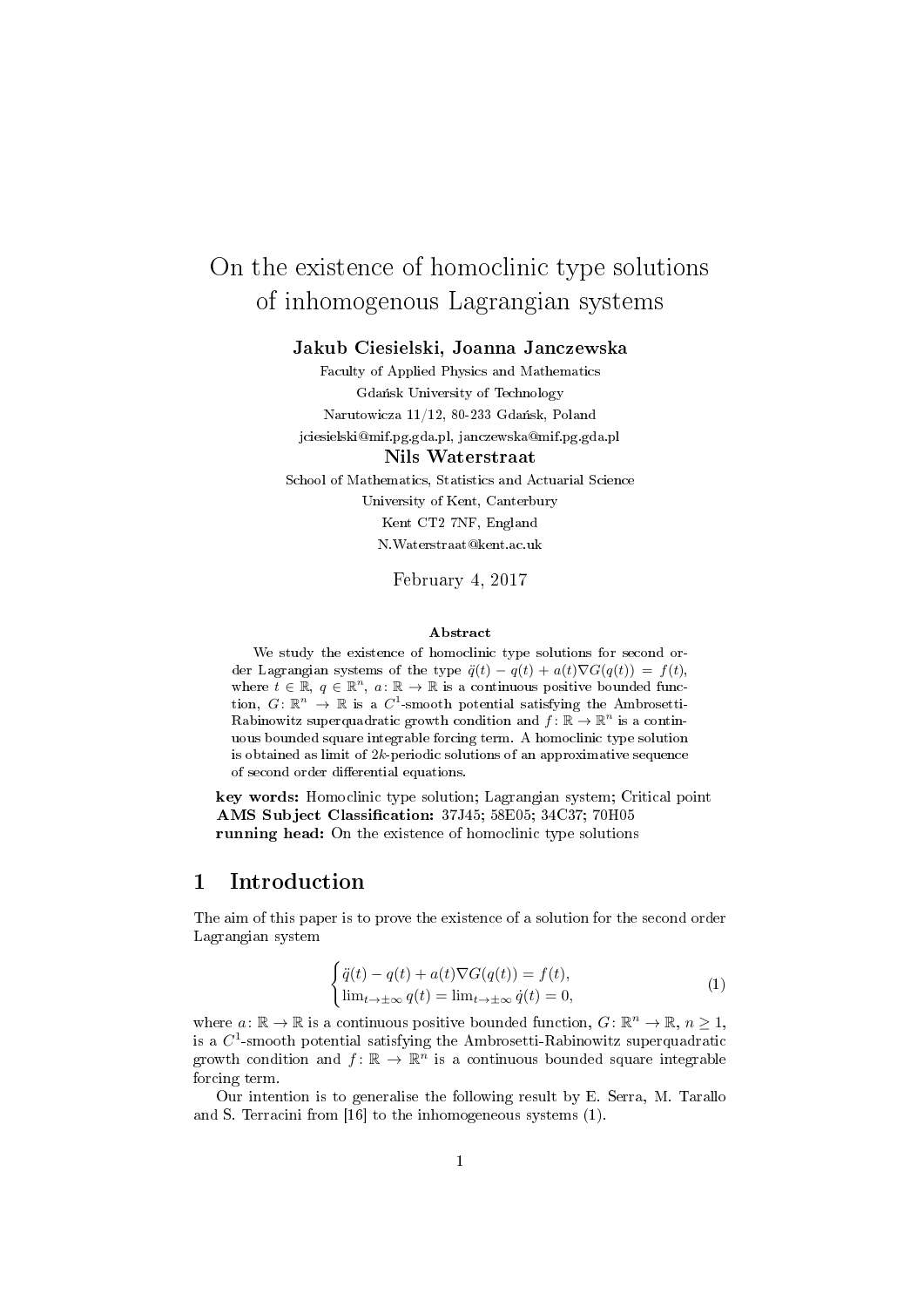# On the existence of homoclinic type solutions of inhomogenous Lagrangian systems

**Jakub Ciesielski, Joanna Janczewska**

Faculty of Applied Physics and Mathematics
Gdańsk University of Technology
Narutowicza 11/12, 80-233 Gdańsk, Poland
jciesielski@mif.pg.gda.pl, janczewska@mif.pg.gda.pl

**Nils Waterstraat**

School of Mathematics, Statistics and Actuarial Science
University of Kent, Canterbury
Kent CT2 7NF, England
N.Waterstraat@kent.ac.uk

February 4, 2017

**Abstract**

We study the existence of homoclinic type solutions for second order Lagrangian systems of the type $\ddot{q}(t) - q(t) + a(t)\nabla G(q(t)) = f(t)$, where $t \in \mathbb{R}$, $q \in \mathbb{R}^n$, $a\colon \mathbb{R} \to \mathbb{R}$ is a continuous positive bounded function, $G\colon \mathbb{R}^n \to \mathbb{R}$ is a $C^1$-smooth potential satisfying the Ambrosetti-Rabinowitz superquadratic growth condition and $f\colon \mathbb{R} \to \mathbb{R}^n$ is a continuous bounded square integrable forcing term. A homoclinic type solution is obtained as limit of $2k$-periodic solutions of an approximative sequence of second order differential equations.

**key words:** Homoclinic type solution; Lagrangian system; Critical point
**AMS Subject Classification:** 37J45; 58E05; 34C37; 70H05
**running head:** On the existence of homoclinic type solutions

## 1 Introduction

The aim of this paper is to prove the existence of a solution for the second order Lagrangian system

$$\begin{cases} \ddot{q}(t) - q(t) + a(t)\nabla G(q(t)) = f(t), \\ \lim_{t\to\pm\infty} q(t) = \lim_{t\to\pm\infty} \dot{q}(t) = 0, \end{cases} \tag{1}$$

where $a\colon \mathbb{R} \to \mathbb{R}$ is a continuous positive bounded function, $G\colon \mathbb{R}^n \to \mathbb{R}$, $n \geq 1$, is a $C^1$-smooth potential satisfying the Ambrosetti-Rabinowitz superquadratic growth condition and $f\colon \mathbb{R} \to \mathbb{R}^n$ is a continuous bounded square integrable forcing term.

Our intention is to generalise the following result by E. Serra, M. Tarallo and S. Terracini from [16] to the inhomogeneous systems (1).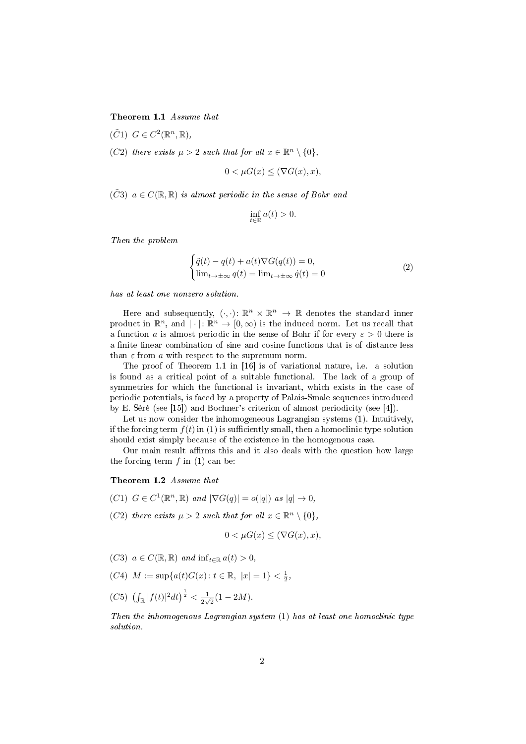**Theorem 1.1** *Assume that*

$(\tilde{C}1)$ $G \in C^2(\mathbb{R}^n, \mathbb{R})$,

$(C2)$ *there exists* $\mu > 2$ *such that for all* $x \in \mathbb{R}^n \setminus \{0\}$,

$$0 < \mu G(x) \leq (\nabla G(x), x),$$

$(\tilde{C}3)$ $a \in C(\mathbb{R}, \mathbb{R})$ *is almost periodic in the sense of Bohr and*

$$\inf_{t \in \mathbb{R}} a(t) > 0.$$

*Then the problem*

$$\begin{cases} \ddot{q}(t) - q(t) + a(t)\nabla G(q(t)) = 0, \\ \lim_{t\to\pm\infty} q(t) = \lim_{t\to\pm\infty} \dot{q}(t) = 0 \end{cases} \tag{2}$$

*has at least one nonzero solution.*

Here and subsequently, $(\cdot, \cdot)\colon \mathbb{R}^n \times \mathbb{R}^n \to \mathbb{R}$ denotes the standard inner product in $\mathbb{R}^n$, and $|\cdot|\colon \mathbb{R}^n \to [0, \infty)$ is the induced norm. Let us recall that a function $a$ is almost periodic in the sense of Bohr if for every $\varepsilon > 0$ there is a finite linear combination of sine and cosine functions that is of distance less than $\varepsilon$ from $a$ with respect to the supremum norm.

The proof of Theorem 1.1 in [16] is of variational nature, i.e. a solution is found as a critical point of a suitable functional. The lack of a group of symmetries for which the functional is invariant, which exists in the case of periodic potentials, is faced by a property of Palais-Smale sequences introduced by E. Séré (see [15]) and Bochner's criterion of almost periodicity (see [4]).

Let us now consider the inhomogeneous Lagrangian systems (1). Intuitively, if the forcing term $f(t)$ in (1) is sufficiently small, then a homoclinic type solution should exist simply because of the existence in the homogenous case.

Our main result affirms this and it also deals with the question how large the forcing term $f$ in (1) can be:

**Theorem 1.2** *Assume that*

$(C1)$ $G \in C^1(\mathbb{R}^n, \mathbb{R})$ *and* $|\nabla G(q)| = o(|q|)$ *as* $|q| \to 0$,

$(C2)$ *there exists* $\mu > 2$ *such that for all* $x \in \mathbb{R}^n \setminus \{0\}$,

$$0 < \mu G(x) \leq (\nabla G(x), x),$$

$(C3)$ $a \in C(\mathbb{R}, \mathbb{R})$ *and* $\inf_{t\in\mathbb{R}} a(t) > 0$,

$(C4)$ $M := \sup\{a(t)G(x) \colon t \in \mathbb{R},\ |x| = 1\} < \frac{1}{2}$,

$(C5)$ $\left(\int_{\mathbb{R}} |f(t)|^2 dt\right)^{\frac{1}{2}} < \frac{1}{2\sqrt{2}}(1 - 2M)$.

*Then the inhomogenous Lagrangian system* (1) *has at least one homoclinic type solution.*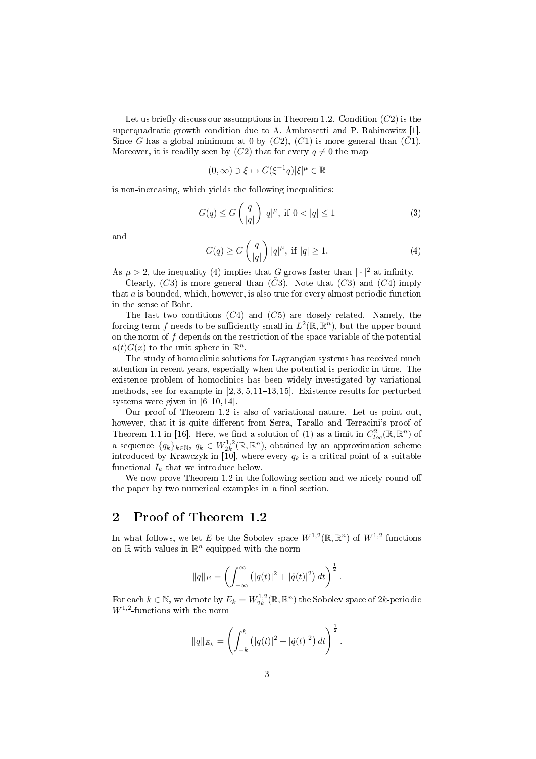Let us briefly discuss our assumptions in Theorem 1.2. Condition $(C2)$ is the superquadratic growth condition due to A. Ambrosetti and P. Rabinowitz [1]. Since $G$ has a global minimum at 0 by $(C2)$, $(C1)$ is more general than $(\tilde{C}1)$. Moreover, it is readily seen by $(C2)$ that for every $q \neq 0$ the map

$$(0, \infty) \ni \xi \mapsto G(\xi^{-1}q)|\xi|^{\mu} \in \mathbb{R}$$

is non-increasing, which yields the following inequalities:

$$G(q) \leq G\left(\frac{q}{|q|}\right)|q|^{\mu}, \text{ if } 0 < |q| \leq 1 \tag{3}$$

and

$$G(q) \geq G\left(\frac{q}{|q|}\right)|q|^{\mu}, \text{ if } |q| \geq 1. \tag{4}$$

As $\mu > 2$, the inequality (4) implies that $G$ grows faster than $|\cdot|^2$ at infinity.

Clearly, $(C3)$ is more general than $(\tilde{C}3)$. Note that $(C3)$ and $(C4)$ imply that $a$ is bounded, which, however, is also true for every almost periodic function in the sense of Bohr.

The last two conditions $(C4)$ and $(C5)$ are closely related. Namely, the forcing term $f$ needs to be sufficiently small in $L^2(\mathbb{R}, \mathbb{R}^n)$, but the upper bound on the norm of $f$ depends on the restriction of the space variable of the potential $a(t)G(x)$ to the unit sphere in $\mathbb{R}^n$.

The study of homoclinic solutions for Lagrangian systems has received much attention in recent years, especially when the potential is periodic in time. The existence problem of homoclinics has been widely investigated by variational methods, see for example in [2,3,5,11–13,15]. Existence results for perturbed systems were given in [6–10,14].

Our proof of Theorem 1.2 is also of variational nature. Let us point out, however, that it is quite different from Serra, Tarallo and Terracini's proof of Theorem 1.1 in [16]. Here, we find a solution of (1) as a limit in $C^2_{loc}(\mathbb{R}, \mathbb{R}^n)$ of a sequence $\{q_k\}_{k\in\mathbb{N}}$, $q_k \in W^{1,2}_{2k}(\mathbb{R}, \mathbb{R}^n)$, obtained by an approximation scheme introduced by Krawczyk in [10], where every $q_k$ is a critical point of a suitable functional $I_k$ that we introduce below.

We now prove Theorem 1.2 in the following section and we nicely round off the paper by two numerical examples in a final section.

## 2 Proof of Theorem 1.2

In what follows, we let $E$ be the Sobolev space $W^{1,2}(\mathbb{R}, \mathbb{R}^n)$ of $W^{1,2}$-functions on $\mathbb{R}$ with values in $\mathbb{R}^n$ equipped with the norm

$$\|q\|_E = \left(\int_{-\infty}^{\infty} \left(|q(t)|^2 + |\dot{q}(t)|^2\right) dt\right)^{\frac{1}{2}}.$$

For each $k \in \mathbb{N}$, we denote by $E_k = W^{1,2}_{2k}(\mathbb{R}, \mathbb{R}^n)$ the Sobolev space of $2k$-periodic $W^{1,2}$-functions with the norm

$$\|q\|_{E_k} = \left(\int_{-k}^{k} \left(|q(t)|^2 + |\dot{q}(t)|^2\right) dt\right)^{\frac{1}{2}}.$$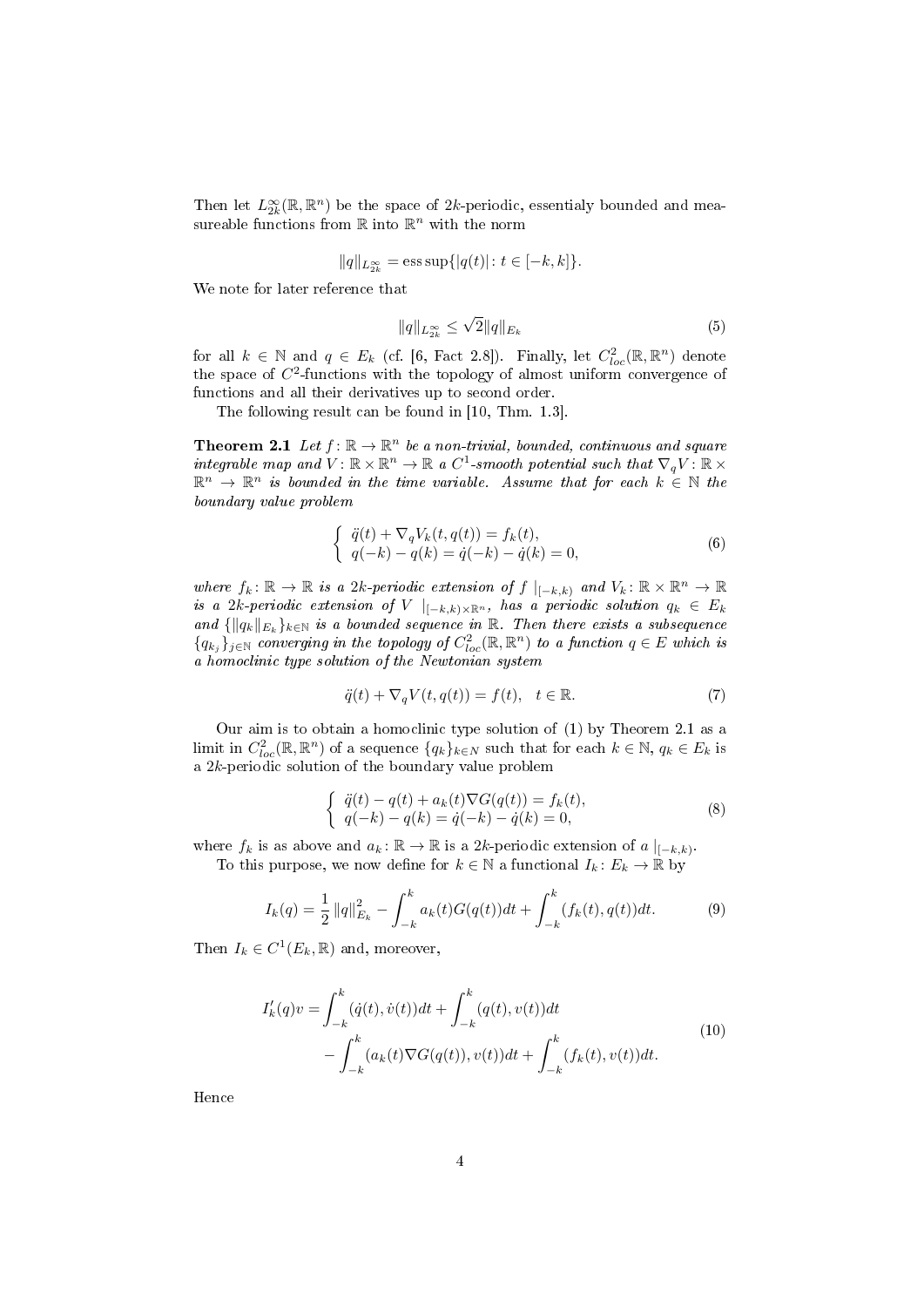Then let $L^{\infty}_{2k}(\mathbb{R}, \mathbb{R}^n)$ be the space of $2k$-periodic, essentialy bounded and measureable functions from $\mathbb{R}$ into $\mathbb{R}^n$ with the norm

$$\|q\|_{L^{\infty}_{2k}} = \operatorname{ess\,sup}\{|q(t)| : t \in [-k, k]\}.$$

We note for later reference that

$$\|q\|_{L^{\infty}_{2k}} \leq \sqrt{2}\|q\|_{E_k} \tag{5}$$

for all $k \in \mathbb{N}$ and $q \in E_k$ (cf. [6, Fact 2.8]). Finally, let $C^2_{loc}(\mathbb{R}, \mathbb{R}^n)$ denote the space of $C^2$-functions with the topology of almost uniform convergence of functions and all their derivatives up to second order.

The following result can be found in [10, Thm. 1.3].

**Theorem 2.1** *Let $f : \mathbb{R} \to \mathbb{R}^n$ be a non-trivial, bounded, continuous and square integrable map and $V : \mathbb{R} \times \mathbb{R}^n \to \mathbb{R}$ a $C^1$-smooth potential such that $\nabla_q V : \mathbb{R} \times \mathbb{R}^n \to \mathbb{R}^n$ is bounded in the time variable. Assume that for each $k \in \mathbb{N}$ the boundary value problem*

$$\begin{cases} \ddot{q}(t) + \nabla_q V_k(t, q(t)) = f_k(t), \\ q(-k) - q(k) = \dot{q}(-k) - \dot{q}(k) = 0, \end{cases} \tag{6}$$

*where $f_k : \mathbb{R} \to \mathbb{R}$ is a $2k$-periodic extension of $f\mid_{[-k,k)}$ and $V_k : \mathbb{R} \times \mathbb{R}^n \to \mathbb{R}$ is a $2k$-periodic extension of $V\mid_{[-k,k) \times \mathbb{R}^n}$, has a periodic solution $q_k \in E_k$ and $\{\|q_k\|_{E_k}\}_{k \in \mathbb{N}}$ is a bounded sequence in $\mathbb{R}$. Then there exists a subsequence $\{q_{k_j}\}_{j \in \mathbb{N}}$ converging in the topology of $C^2_{loc}(\mathbb{R}, \mathbb{R}^n)$ to a function $q \in E$ which is a homoclinic type solution of the Newtonian system*

$$\ddot{q}(t) + \nabla_q V(t, q(t)) = f(t), \quad t \in \mathbb{R}. \tag{7}$$

Our aim is to obtain a homoclinic type solution of (1) by Theorem 2.1 as a limit in $C^2_{loc}(\mathbb{R}, \mathbb{R}^n)$ of a sequence $\{q_k\}_{k \in N}$ such that for each $k \in \mathbb{N}$, $q_k \in E_k$ is a $2k$-periodic solution of the boundary value problem

$$\begin{cases} \ddot{q}(t) - q(t) + a_k(t)\nabla G(q(t)) = f_k(t), \\ q(-k) - q(k) = \dot{q}(-k) - \dot{q}(k) = 0, \end{cases} \tag{8}$$

where $f_k$ is as above and $a_k : \mathbb{R} \to \mathbb{R}$ is a $2k$-periodic extension of $a\mid_{[-k,k)}$.

To this purpose, we now define for $k \in \mathbb{N}$ a functional $I_k : E_k \to \mathbb{R}$ by

$$I_k(q) = \frac{1}{2}\|q\|^2_{E_k} - \int_{-k}^{k} a_k(t)G(q(t))dt + \int_{-k}^{k} (f_k(t), q(t))dt. \tag{9}$$

Then $I_k \in C^1(E_k, \mathbb{R})$ and, moreover,

$$\begin{aligned} I'_k(q)v = &\int_{-k}^{k} (\dot{q}(t), \dot{v}(t))dt + \int_{-k}^{k} (q(t), v(t))dt \\ &- \int_{-k}^{k} (a_k(t)\nabla G(q(t)), v(t))dt + \int_{-k}^{k} (f_k(t), v(t))dt. \end{aligned} \tag{10}$$

Hence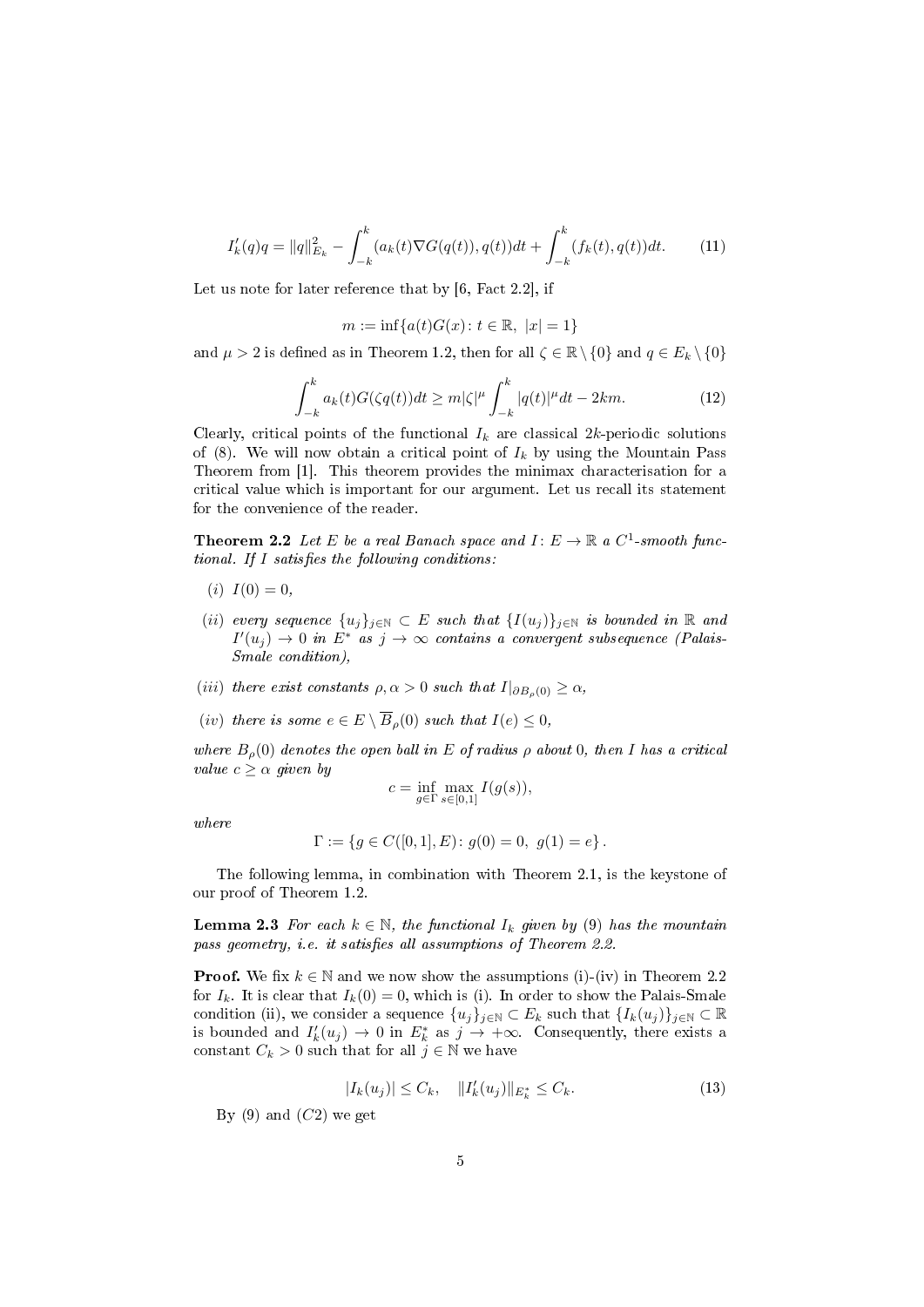$$I_k'(q)q = \|q\|_{E_k}^2 - \int_{-k}^{k} (a_k(t)\nabla G(q(t)), q(t))dt + \int_{-k}^{k} (f_k(t), q(t))dt. \tag{11}$$

Let us note for later reference that by [6, Fact 2.2], if

$$m := \inf\{a(t)G(x) \colon t \in \mathbb{R},\ |x| = 1\}$$

and $\mu > 2$ is defined as in Theorem 1.2, then for all $\zeta \in \mathbb{R} \setminus \{0\}$ and $q \in E_k \setminus \{0\}$

$$\int_{-k}^{k} a_k(t)G(\zeta q(t))dt \geq m|\zeta|^{\mu} \int_{-k}^{k} |q(t)|^{\mu} dt - 2km. \tag{12}$$

Clearly, critical points of the functional $I_k$ are classical $2k$-periodic solutions of (8). We will now obtain a critical point of $I_k$ by using the Mountain Pass Theorem from [1]. This theorem provides the minimax characterisation for a critical value which is important for our argument. Let us recall its statement for the convenience of the reader.

**Theorem 2.2** *Let $E$ be a real Banach space and $I \colon E \to \mathbb{R}$ a $C^1$-smooth functional. If $I$ satisfies the following conditions:*

- *(i) $I(0) = 0$,*
- *(ii) every sequence $\{u_j\}_{j\in\mathbb{N}} \subset E$ such that $\{I(u_j)\}_{j\in\mathbb{N}}$ is bounded in $\mathbb{R}$ and $I'(u_j) \to 0$ in $E^*$ as $j \to \infty$ contains a convergent subsequence (Palais-Smale condition),*
- *(iii) there exist constants $\rho, \alpha > 0$ such that $I|_{\partial B_\rho(0)} \geq \alpha$,*
- *(iv) there is some $e \in E \setminus \overline{B}_\rho(0)$ such that $I(e) \leq 0$,*

*where $B_\rho(0)$ denotes the open ball in $E$ of radius $\rho$ about $0$, then $I$ has a critical value $c \geq \alpha$ given by*

$$c = \inf_{g\in\Gamma} \max_{s\in[0,1]} I(g(s)),$$

*where*

$$\Gamma := \{g \in C([0,1], E) \colon g(0) = 0,\ g(1) = e\}.$$

The following lemma, in combination with Theorem 2.1, is the keystone of our proof of Theorem 1.2.

**Lemma 2.3** *For each $k \in \mathbb{N}$, the functional $I_k$ given by (9) has the mountain pass geometry, i.e. it satisfies all assumptions of Theorem 2.2.*

**Proof.** We fix $k \in \mathbb{N}$ and we now show the assumptions (i)-(iv) in Theorem 2.2 for $I_k$. It is clear that $I_k(0) = 0$, which is (i). In order to show the Palais-Smale condition (ii), we consider a sequence $\{u_j\}_{j\in\mathbb{N}} \subset E_k$ such that $\{I_k(u_j)\}_{j\in\mathbb{N}} \subset \mathbb{R}$ is bounded and $I_k'(u_j) \to 0$ in $E_k^*$ as $j \to +\infty$. Consequently, there exists a constant $C_k > 0$ such that for all $j \in \mathbb{N}$ we have

$$|I_k(u_j)| \leq C_k, \quad \|I_k'(u_j)\|_{E_k^*} \leq C_k. \tag{13}$$

By (9) and $(C2)$ we get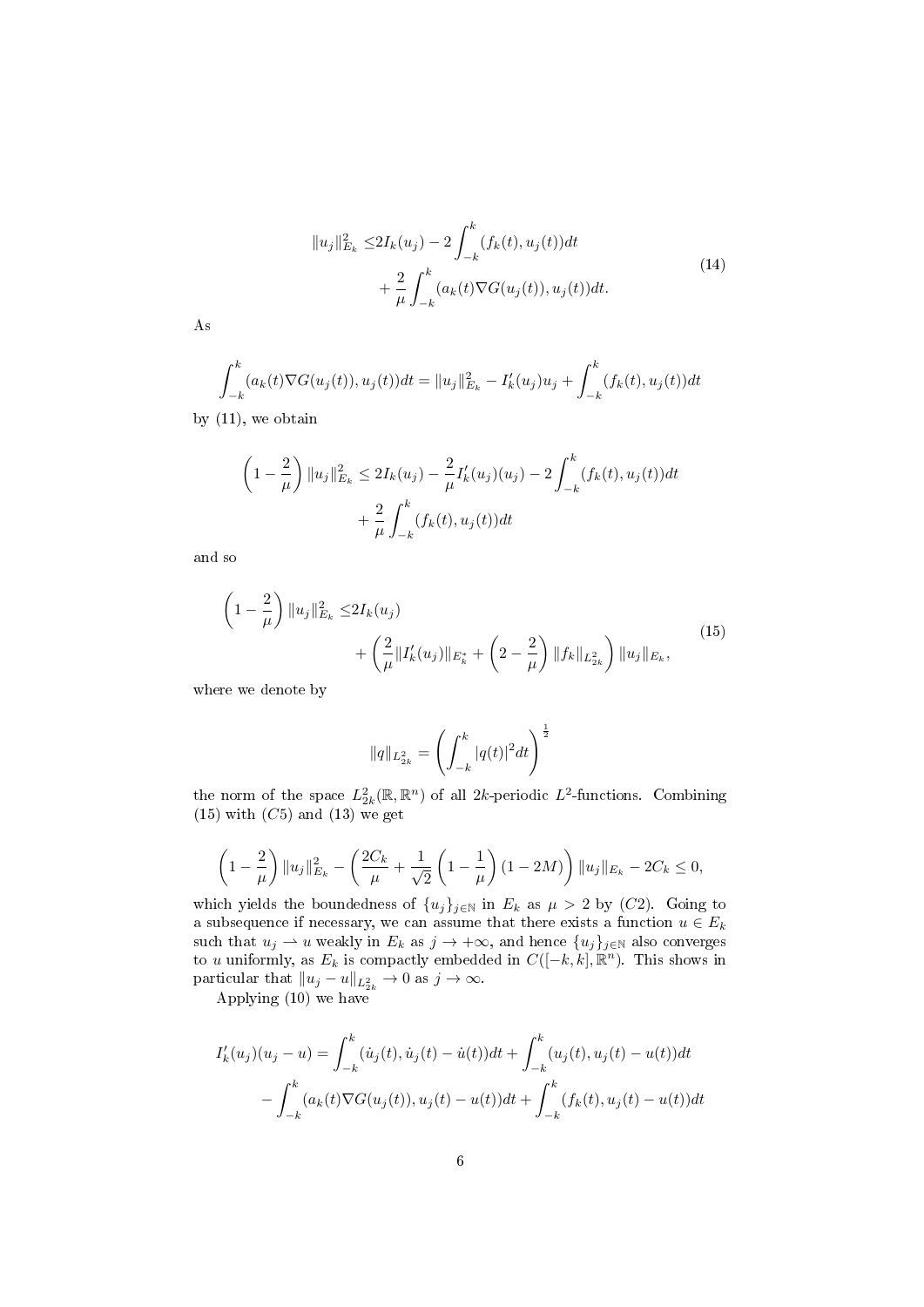$$
\begin{aligned}
\|u_j\|^2_{E_k} \leq & 2I_k(u_j) - 2\int_{-k}^{k}(f_k(t), u_j(t))dt \\
& + \frac{2}{\mu}\int_{-k}^{k}(a_k(t)\nabla G(u_j(t)), u_j(t))dt.
\end{aligned} \tag{14}
$$

As

$$
\int_{-k}^{k}(a_k(t)\nabla G(u_j(t)), u_j(t))dt = \|u_j\|^2_{E_k} - I'_k(u_j)u_j + \int_{-k}^{k}(f_k(t), u_j(t))dt
$$

by (11), we obtain

$$
\begin{aligned}
\left(1 - \frac{2}{\mu}\right)\|u_j\|^2_{E_k} \leq 2I_k(u_j) - \frac{2}{\mu}I'_k(u_j)(u_j) - 2\int_{-k}^{k}(f_k(t), u_j(t))dt \\
+ \frac{2}{\mu}\int_{-k}^{k}(f_k(t), u_j(t))dt
\end{aligned}
$$

and so

$$
\begin{aligned}
\left(1 - \frac{2}{\mu}\right)\|u_j\|^2_{E_k} \leq & 2I_k(u_j) \\
& + \left(\frac{2}{\mu}\|I'_k(u_j)\|_{E^*_k} + \left(2 - \frac{2}{\mu}\right)\|f_k\|_{L^2_{2k}}\right)\|u_j\|_{E_k},
\end{aligned} \tag{15}
$$

where we denote by

$$
\|q\|_{L^2_{2k}} = \left(\int_{-k}^{k}|q(t)|^2 dt\right)^{\frac{1}{2}}
$$

the norm of the space $L^2_{2k}(\mathbb{R}, \mathbb{R}^n)$ of all $2k$-periodic $L^2$-functions. Combining (15) with $(C5)$ and (13) we get

$$
\left(1 - \frac{2}{\mu}\right)\|u_j\|^2_{E_k} - \left(\frac{2C_k}{\mu} + \frac{1}{\sqrt{2}}\left(1 - \frac{1}{\mu}\right)(1 - 2M)\right)\|u_j\|_{E_k} - 2C_k \leq 0,
$$

which yields the boundedness of $\{u_j\}_{j\in\mathbb{N}}$ in $E_k$ as $\mu > 2$ by $(C2)$. Going to a subsequence if necessary, we can assume that there exists a function $u \in E_k$ such that $u_j \rightharpoonup u$ weakly in $E_k$ as $j \to +\infty$, and hence $\{u_j\}_{j\in\mathbb{N}}$ also converges to $u$ uniformly, as $E_k$ is compactly embedded in $C([-k,k], \mathbb{R}^n)$. This shows in particular that $\|u_j - u\|_{L^2_{2k}} \to 0$ as $j \to \infty$.

Applying (10) we have

$$
\begin{aligned}
I'_k(u_j)(u_j - u) = & \int_{-k}^{k}(\dot{u}_j(t), \dot{u}_j(t) - \dot{u}(t))dt + \int_{-k}^{k}(u_j(t), u_j(t) - u(t))dt \\
& - \int_{-k}^{k}(a_k(t)\nabla G(u_j(t)), u_j(t) - u(t))dt + \int_{-k}^{k}(f_k(t), u_j(t) - u(t))dt
\end{aligned}
$$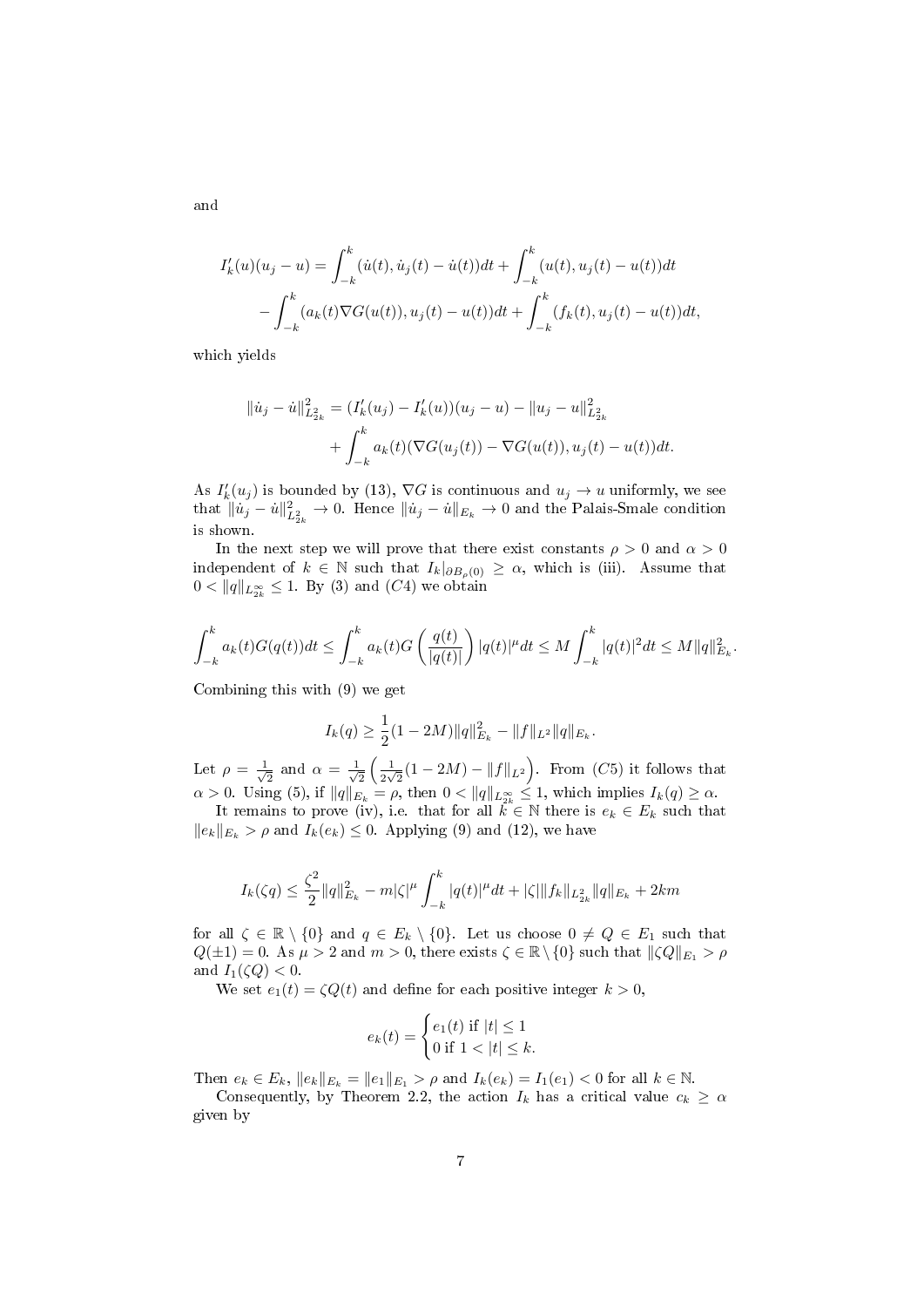and

$$I'_k(u)(u_j - u) = \int_{-k}^{k} (\dot{u}(t), \dot{u}_j(t) - \dot{u}(t))dt + \int_{-k}^{k} (u(t), u_j(t) - u(t))dt$$
$$- \int_{-k}^{k} (a_k(t)\nabla G(u(t)), u_j(t) - u(t))dt + \int_{-k}^{k} (f_k(t), u_j(t) - u(t))dt,$$

which yields

$$\|\dot{u}_j - \dot{u}\|^2_{L^2_{2k}} = (I'_k(u_j) - I'_k(u))(u_j - u) - \|u_j - u\|^2_{L^2_{2k}}$$
$$+ \int_{-k}^{k} a_k(t)(\nabla G(u_j(t)) - \nabla G(u(t)), u_j(t) - u(t))dt.$$

As $I'_k(u_j)$ is bounded by (13), $\nabla G$ is continuous and $u_j \to u$ uniformly, we see that $\|\dot{u}_j - \dot{u}\|^2_{L^2_{2k}} \to 0$. Hence $\|\dot{u}_j - \dot{u}\|_{E_k} \to 0$ and the Palais-Smale condition is shown.

In the next step we will prove that there exist constants $\rho > 0$ and $\alpha > 0$ independent of $k \in \mathbb{N}$ such that $I_k|_{\partial B_\rho(0)} \geq \alpha$, which is (iii). Assume that $0 < \|q\|_{L^\infty_{2k}} \leq 1$. By (3) and $(C4)$ we obtain

$$\int_{-k}^{k} a_k(t)G(q(t))dt \leq \int_{-k}^{k} a_k(t)G\left(\frac{q(t)}{|q(t)|}\right)|q(t)|^\mu dt \leq M\int_{-k}^{k} |q(t)|^2 dt \leq M\|q\|^2_{E_k}.$$

Combining this with (9) we get

$$I_k(q) \geq \frac{1}{2}(1 - 2M)\|q\|^2_{E_k} - \|f\|_{L^2}\|q\|_{E_k}.$$

Let $\rho = \frac{1}{\sqrt{2}}$ and $\alpha = \frac{1}{\sqrt{2}}\left(\frac{1}{2\sqrt{2}}(1-2M) - \|f\|_{L^2}\right)$. From $(C5)$ it follows that $\alpha > 0$. Using (5), if $\|q\|_{E_k} = \rho$, then $0 < \|q\|_{L^\infty_{2k}} \leq 1$, which implies $I_k(q) \geq \alpha$.

It remains to prove (iv), i.e. that for all $k \in \mathbb{N}$ there is $e_k \in E_k$ such that $\|e_k\|_{E_k} > \rho$ and $I_k(e_k) \leq 0$. Applying (9) and (12), we have

$$I_k(\zeta q) \leq \frac{\zeta^2}{2}\|q\|^2_{E_k} - m|\zeta|^\mu \int_{-k}^{k} |q(t)|^\mu dt + |\zeta| \|f_k\|_{L^2_{2k}} \|q\|_{E_k} + 2km$$

for all $\zeta \in \mathbb{R} \setminus \{0\}$ and $q \in E_k \setminus \{0\}$. Let us choose $0 \neq Q \in E_1$ such that $Q(\pm 1) = 0$. As $\mu > 2$ and $m > 0$, there exists $\zeta \in \mathbb{R} \setminus \{0\}$ such that $\|\zeta Q\|_{E_1} > \rho$ and $I_1(\zeta Q) < 0$.

We set $e_1(t) = \zeta Q(t)$ and define for each positive integer $k > 0$,

$$e_k(t) = \begin{cases} e_1(t) \text{ if } |t| \leq 1 \\ 0 \text{ if } 1 < |t| \leq k. \end{cases}$$

Then $e_k \in E_k$, $\|e_k\|_{E_k} = \|e_1\|_{E_1} > \rho$ and $I_k(e_k) = I_1(e_1) < 0$ for all $k \in \mathbb{N}$.

Consequently, by Theorem 2.2, the action $I_k$ has a critical value $c_k \geq \alpha$ given by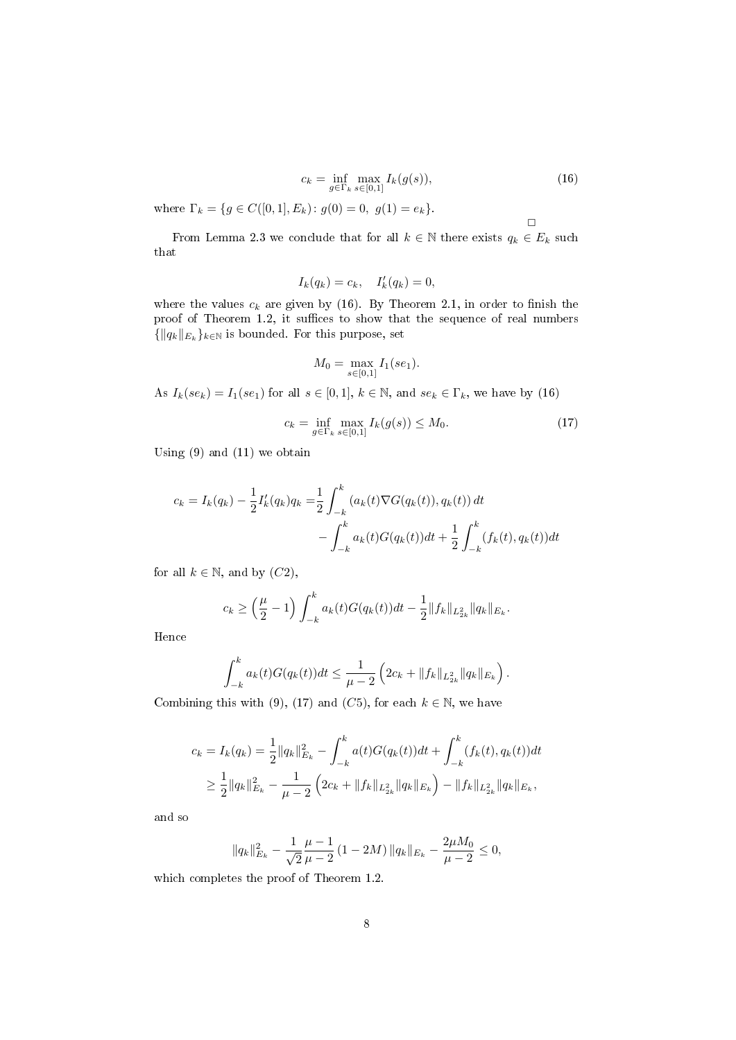$$c_k = \inf_{g \in \Gamma_k} \max_{s \in [0,1]} I_k(g(s)), \tag{16}$$

where $\Gamma_k = \{g \in C([0,1], E_k) \colon g(0) = 0,\ g(1) = e_k\}$.

□

From Lemma 2.3 we conclude that for all $k \in \mathbb{N}$ there exists $q_k \in E_k$ such that

$$I_k(q_k) = c_k, \quad I_k'(q_k) = 0,$$

where the values $c_k$ are given by (16). By Theorem 2.1, in order to finish the proof of Theorem 1.2, it suffices to show that the sequence of real numbers $\{\|q_k\|_{E_k}\}_{k \in \mathbb{N}}$ is bounded. For this purpose, set

$$M_0 = \max_{s \in [0,1]} I_1(se_1).$$

As $I_k(se_k) = I_1(se_1)$ for all $s \in [0,1]$, $k \in \mathbb{N}$, and $se_k \in \Gamma_k$, we have by (16)

$$c_k = \inf_{g \in \Gamma_k} \max_{s \in [0,1]} I_k(g(s)) \leq M_0. \tag{17}$$

Using (9) and (11) we obtain

$$\begin{aligned} c_k = I_k(q_k) - \frac{1}{2} I_k'(q_k) q_k =& \frac{1}{2} \int_{-k}^{k} (a_k(t) \nabla G(q_k(t)), q_k(t))\, dt \\ &- \int_{-k}^{k} a_k(t) G(q_k(t)) dt + \frac{1}{2} \int_{-k}^{k} (f_k(t), q_k(t)) dt \end{aligned}$$

for all $k \in \mathbb{N}$, and by $(C2)$,

$$c_k \geq \Big(\frac{\mu}{2} - 1\Big) \int_{-k}^{k} a_k(t) G(q_k(t)) dt - \frac{1}{2} \|f_k\|_{L^2_{2k}} \|q_k\|_{E_k}.$$

Hence

$$\int_{-k}^{k} a_k(t) G(q_k(t)) dt \leq \frac{1}{\mu - 2} \Big( 2c_k + \|f_k\|_{L^2_{2k}} \|q_k\|_{E_k} \Big).$$

Combining this with (9), (17) and $(C5)$, for each $k \in \mathbb{N}$, we have

$$\begin{aligned} c_k = I_k(q_k) &= \frac{1}{2} \|q_k\|^2_{E_k} - \int_{-k}^{k} a(t) G(q_k(t)) dt + \int_{-k}^{k} (f_k(t), q_k(t)) dt \\ &\geq \frac{1}{2} \|q_k\|^2_{E_k} - \frac{1}{\mu - 2} \Big( 2c_k + \|f_k\|_{L^2_{2k}} \|q_k\|_{E_k} \Big) - \|f_k\|_{L^2_{2k}} \|q_k\|_{E_k}, \end{aligned}$$

and so

$$\|q_k\|^2_{E_k} - \frac{1}{\sqrt{2}} \frac{\mu - 1}{\mu - 2} (1 - 2M) \|q_k\|_{E_k} - \frac{2\mu M_0}{\mu - 2} \leq 0,$$

which completes the proof of Theorem 1.2.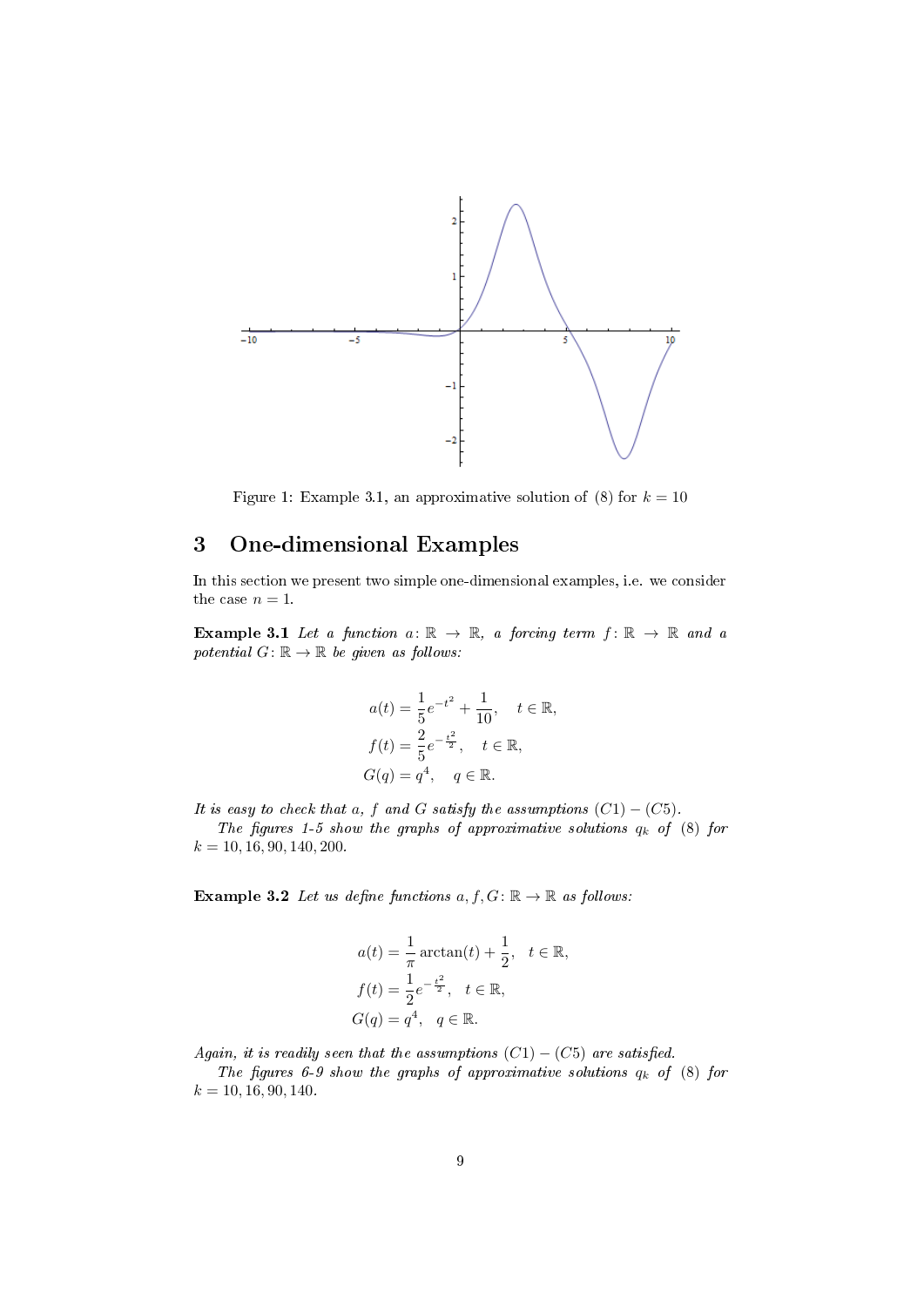Figure 1: Example 3.1, an approximative solution of (8) for $k = 10$

## 3 One-dimensional Examples

In this section we present two simple one-dimensional examples, i.e. we consider the case $n = 1$.

**Example 3.1** *Let a function $a\colon \mathbb{R} \to \mathbb{R}$, a forcing term $f\colon \mathbb{R} \to \mathbb{R}$ and a potential $G\colon \mathbb{R} \to \mathbb{R}$ be given as follows:*

$$
\begin{aligned}
a(t) &= \frac{1}{5}e^{-t^2} + \frac{1}{10}, \quad t \in \mathbb{R}, \\
f(t) &= \frac{2}{5}e^{-\frac{t^2}{2}}, \quad t \in \mathbb{R}, \\
G(q) &= q^4, \quad q \in \mathbb{R}.
\end{aligned}
$$

*It is easy to check that $a$, $f$ and $G$ satisfy the assumptions $(C1) - (C5)$.*

*The figures 1-5 show the graphs of approximative solutions $q_k$ of (8) for $k = 10, 16, 90, 140, 200$.*

**Example 3.2** *Let us define functions $a, f, G\colon \mathbb{R} \to \mathbb{R}$ as follows:*

$$
\begin{aligned}
a(t) &= \frac{1}{\pi}\arctan(t) + \frac{1}{2}, \quad t \in \mathbb{R}, \\
f(t) &= \frac{1}{2}e^{-\frac{t^2}{2}}, \quad t \in \mathbb{R}, \\
G(q) &= q^4, \quad q \in \mathbb{R}.
\end{aligned}
$$

*Again, it is readily seen that the assumptions $(C1) - (C5)$ are satisfied.*

*The figures 6-9 show the graphs of approximative solutions $q_k$ of (8) for $k = 10, 16, 90, 140$.*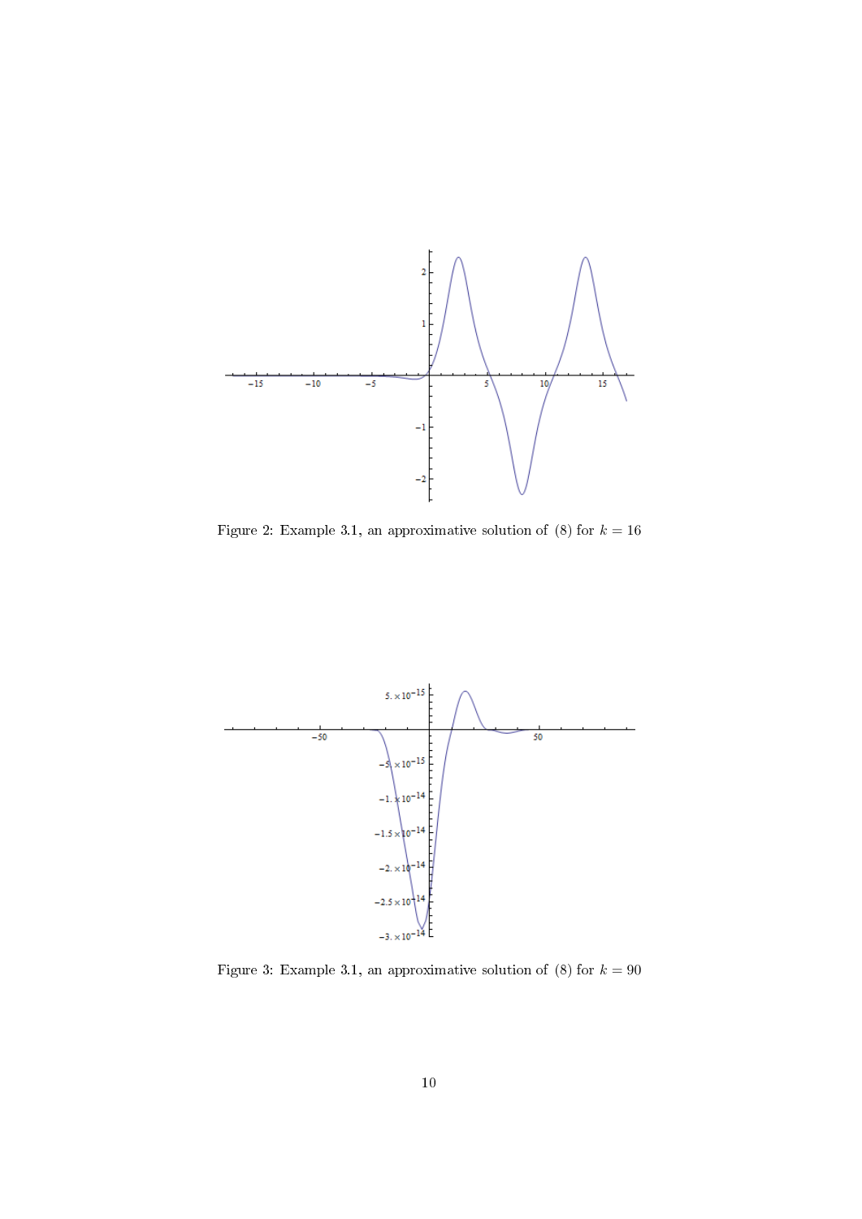Figure 2: Example 3.1, an approximative solution of (8) for $k = 16$

Figure 3: Example 3.1, an approximative solution of (8) for $k = 90$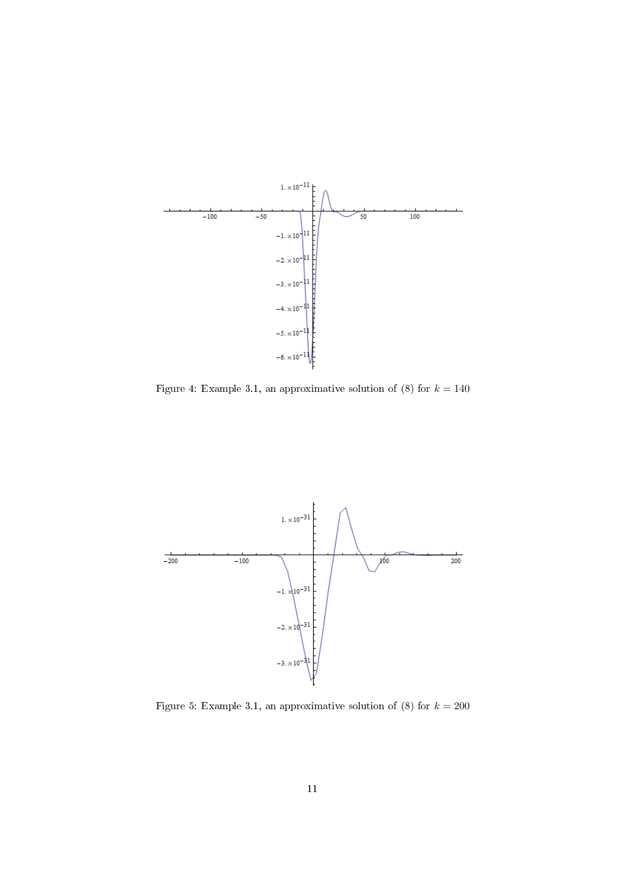Figure 4: Example 3.1, an approximative solution of (8) for $k = 140$

Figure 5: Example 3.1, an approximative solution of (8) for $k = 200$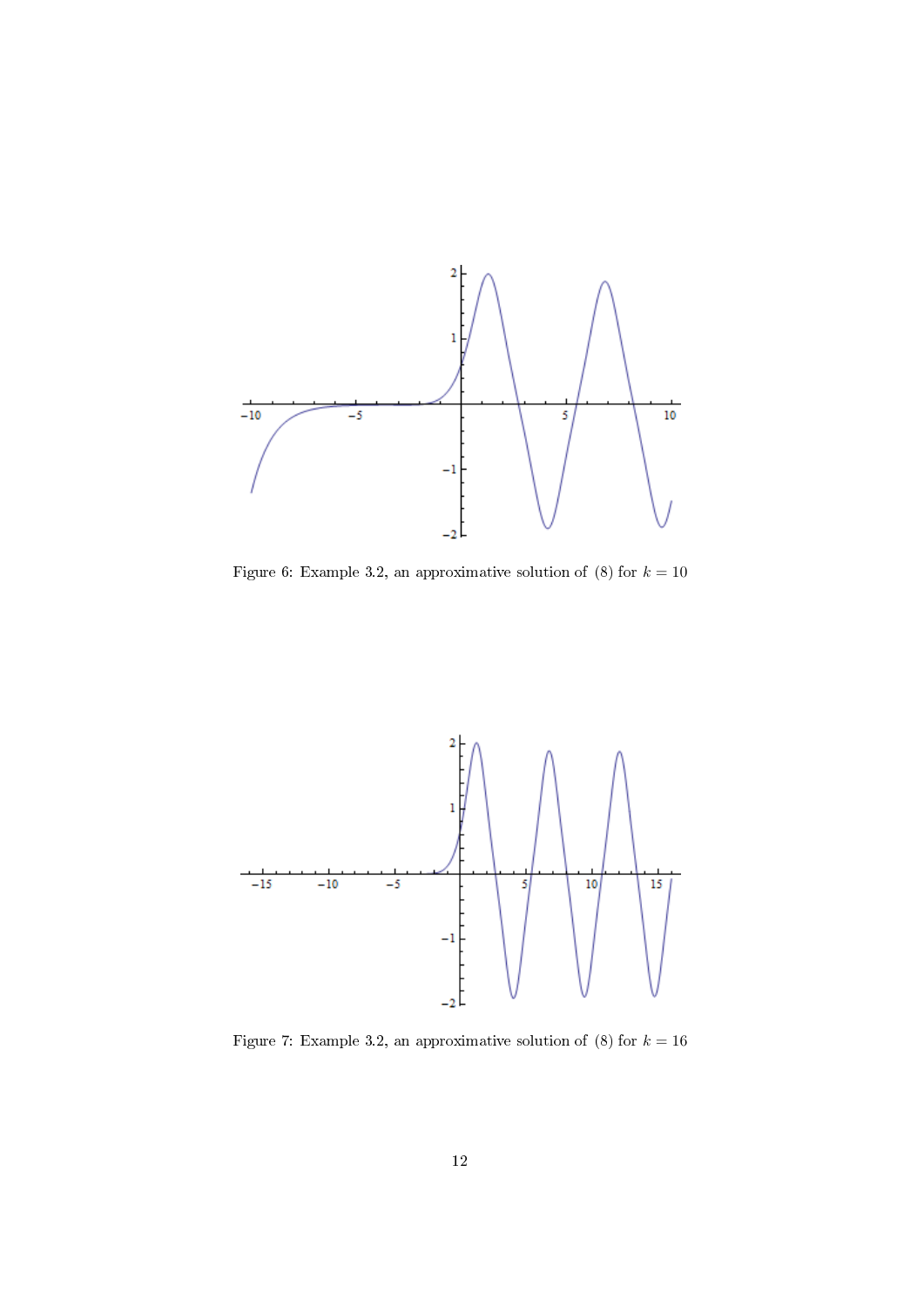Figure 6: Example 3.2, an approximative solution of (8) for $k = 10$

Figure 7: Example 3.2, an approximative solution of (8) for $k = 16$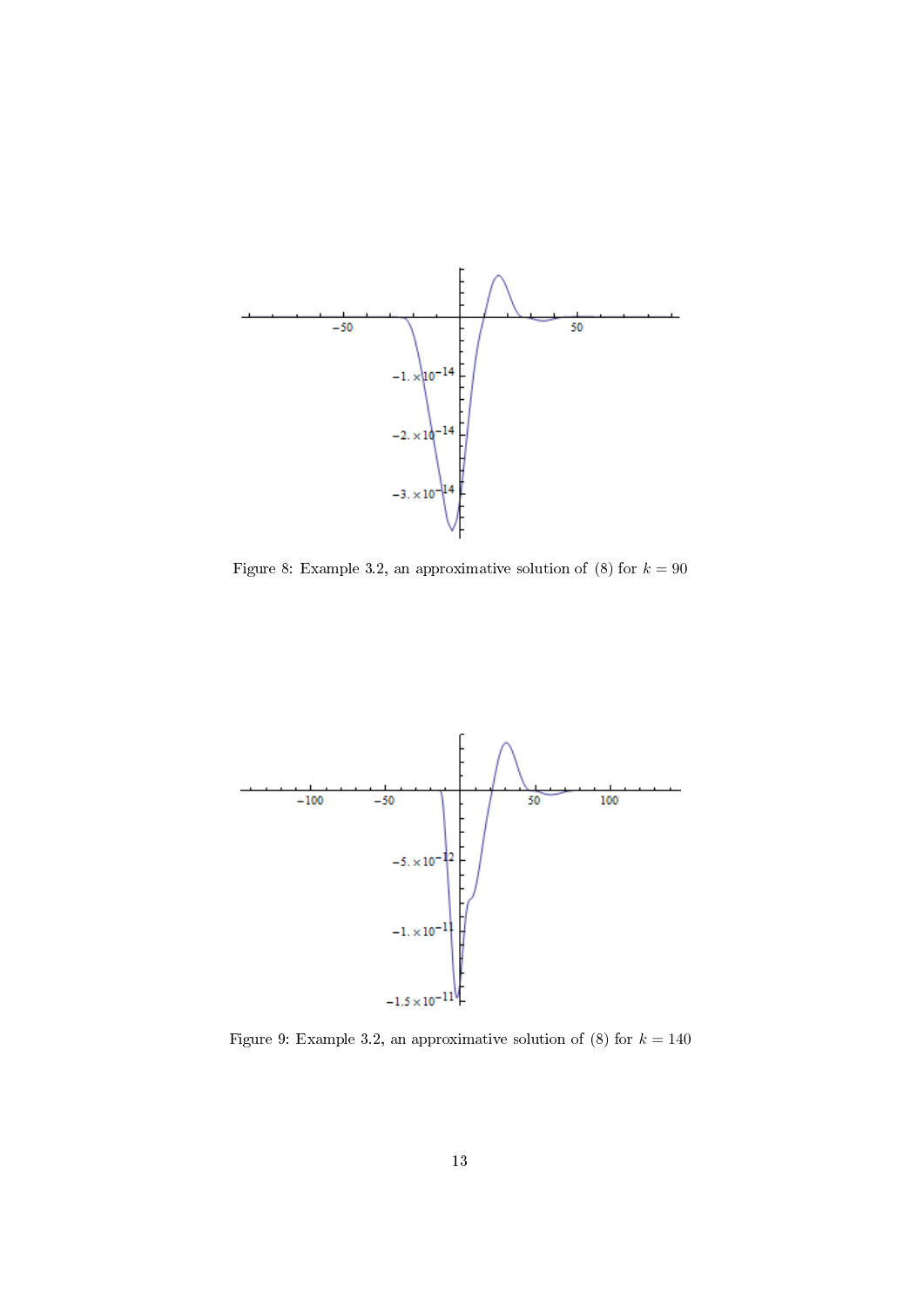Figure 8: Example 3.2, an approximative solution of (8) for $k = 90$

Figure 9: Example 3.2, an approximative solution of (8) for $k = 140$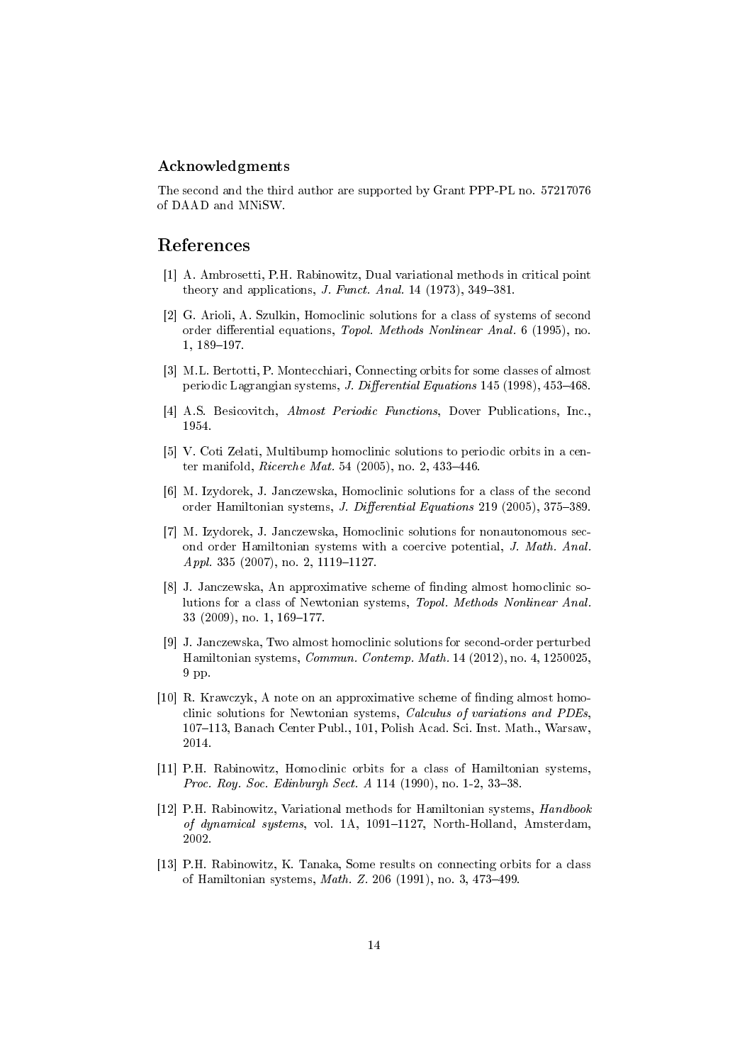### Acknowledgments

The second and the third author are supported by Grant PPP-PL no. 57217076 of DAAD and MNiSW.

## References

[1] A. Ambrosetti, P.H. Rabinowitz, Dual variational methods in critical point theory and applications, *J. Funct. Anal.* 14 (1973), 349–381.

[2] G. Arioli, A. Szulkin, Homoclinic solutions for a class of systems of second order differential equations, *Topol. Methods Nonlinear Anal.* 6 (1995), no. 1, 189–197.

[3] M.L. Bertotti, P. Montecchiari, Connecting orbits for some classes of almost periodic Lagrangian systems, *J. Differential Equations* 145 (1998), 453–468.

[4] A.S. Besicovitch, *Almost Periodic Functions*, Dover Publications, Inc., 1954.

[5] V. Coti Zelati, Multibump homoclinic solutions to periodic orbits in a center manifold, *Ricerche Mat.* 54 (2005), no. 2, 433–446.

[6] M. Izydorek, J. Janczewska, Homoclinic solutions for a class of the second order Hamiltonian systems, *J. Differential Equations* 219 (2005), 375–389.

[7] M. Izydorek, J. Janczewska, Homoclinic solutions for nonautonomous second order Hamiltonian systems with a coercive potential, *J. Math. Anal. Appl.* 335 (2007), no. 2, 1119–1127.

[8] J. Janczewska, An approximative scheme of finding almost homoclinic solutions for a class of Newtonian systems, *Topol. Methods Nonlinear Anal.* 33 (2009), no. 1, 169–177.

[9] J. Janczewska, Two almost homoclinic solutions for second-order perturbed Hamiltonian systems, *Commun. Contemp. Math.* 14 (2012), no. 4, 1250025, 9 pp.

[10] R. Krawczyk, A note on an approximative scheme of finding almost homoclinic solutions for Newtonian systems, *Calculus of variations and PDEs*, 107–113, Banach Center Publ., 101, Polish Acad. Sci. Inst. Math., Warsaw, 2014.

[11] P.H. Rabinowitz, Homoclinic orbits for a class of Hamiltonian systems, *Proc. Roy. Soc. Edinburgh Sect. A* 114 (1990), no. 1-2, 33–38.

[12] P.H. Rabinowitz, Variational methods for Hamiltonian systems, *Handbook of dynamical systems*, vol. 1A, 1091–1127, North-Holland, Amsterdam, 2002.

[13] P.H. Rabinowitz, K. Tanaka, Some results on connecting orbits for a class of Hamiltonian systems, *Math. Z.* 206 (1991), no. 3, 473–499.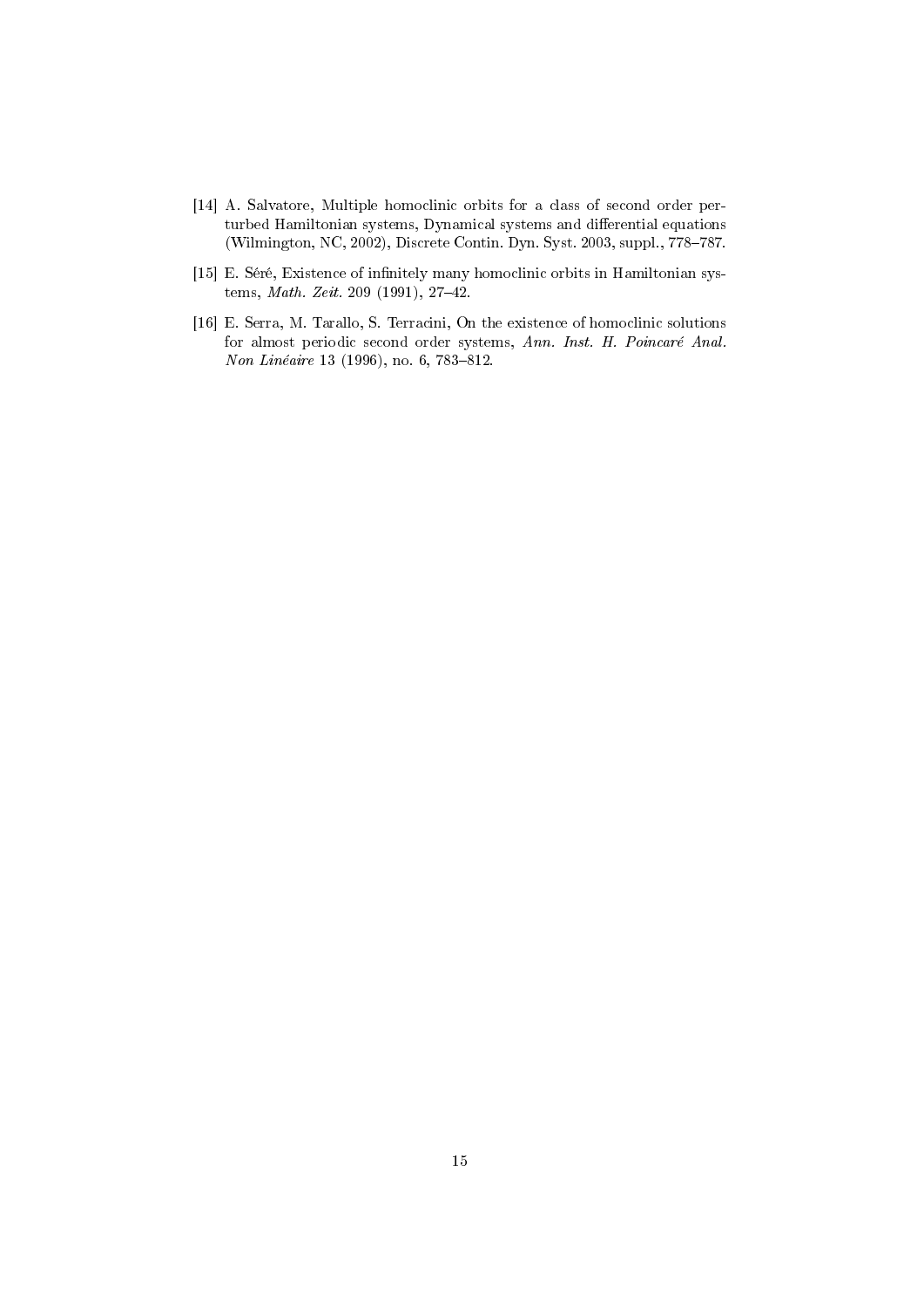[14] A. Salvatore, Multiple homoclinic orbits for a class of second order perturbed Hamiltonian systems, Dynamical systems and differential equations (Wilmington, NC, 2002), Discrete Contin. Dyn. Syst. 2003, suppl., 778–787.

[15] E. Séré, Existence of infinitely many homoclinic orbits in Hamiltonian systems, *Math. Zeit.* 209 (1991), 27–42.

[16] E. Serra, M. Tarallo, S. Terracini, On the existence of homoclinic solutions for almost periodic second order systems, *Ann. Inst. H. Poincaré Anal. Non Linéaire* 13 (1996), no. 6, 783–812.